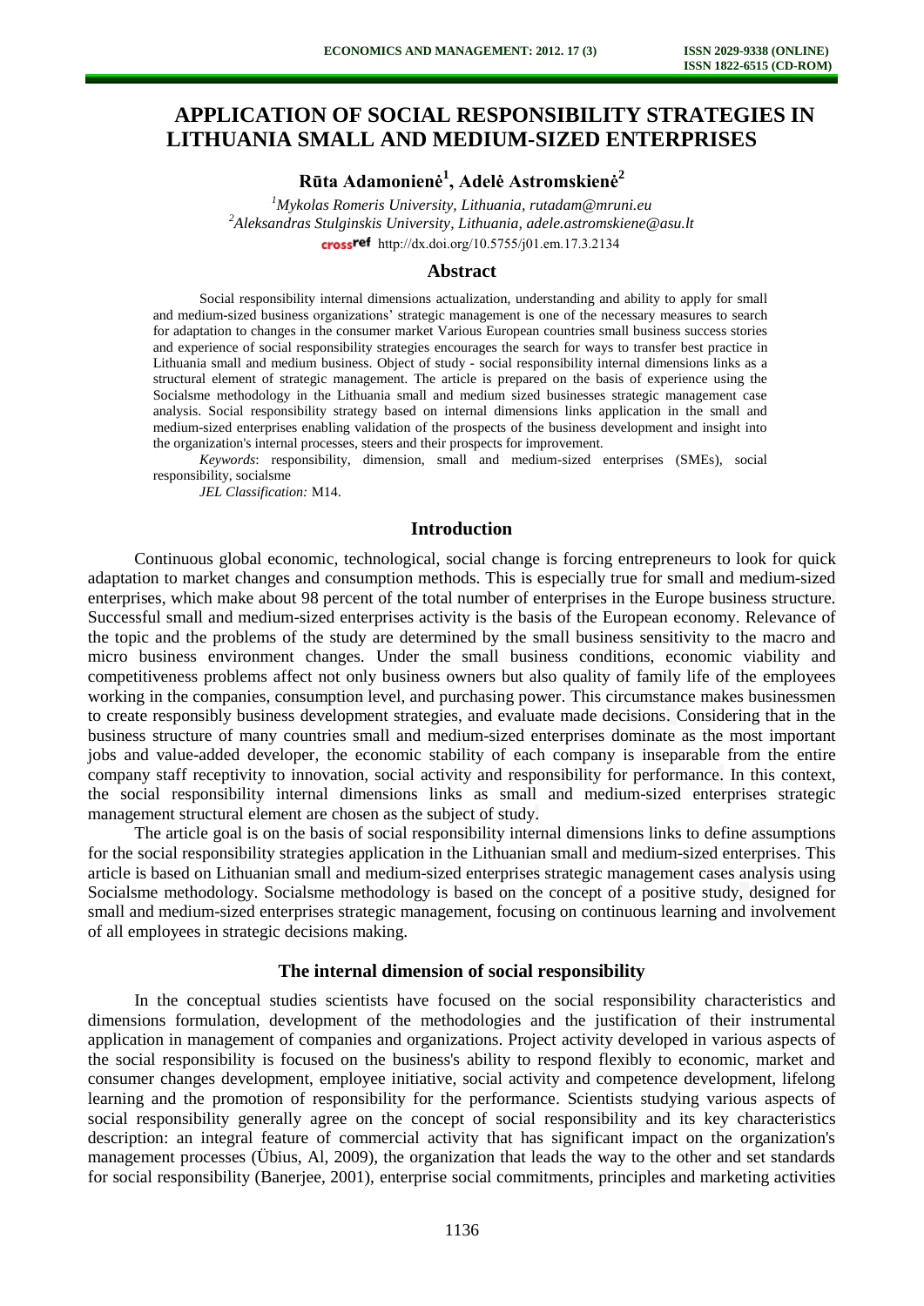# APPLICATION OF SOCIAL RESPONSIBILITY STRATEGIES IN LITHUANIA SMALL AND MEDIUM-SIZED ENTERPRISES

**Rūta Adamonienė[1], Adelė Astromskienė[2]**

[1]*Mykolas Romeris University, Lithuania, rutadam@mruni.eu*
[2]*Aleksandras Stulginskis University, Lithuania, adele.astromskiene@asu.lt*
http://dx.doi.org/10.5755/j01.em.17.3.2134

## Abstract

Social responsibility internal dimensions actualization, understanding and ability to apply for small and medium-sized business organizations' strategic management is one of the necessary measures to search for adaptation to changes in the consumer market Various European countries small business success stories and experience of social responsibility strategies encourages the search for ways to transfer best practice in Lithuania small and medium business. Object of study - social responsibility internal dimensions links as a structural element of strategic management. The article is prepared on the basis of experience using the Socialsme methodology in the Lithuania small and medium sized businesses strategic management case analysis. Social responsibility strategy based on internal dimensions links application in the small and medium-sized enterprises enabling validation of the prospects of the business development and insight into the organization's internal processes, steers and their prospects for improvement.

*Keywords*: responsibility, dimension, small and medium-sized enterprises (SMEs), social responsibility, socialsme

*JEL Classification:* M14.

## Introduction

Continuous global economic, technological, social change is forcing entrepreneurs to look for quick adaptation to market changes and consumption methods. This is especially true for small and medium-sized enterprises, which make about 98 percent of the total number of enterprises in the Europe business structure. Successful small and medium-sized enterprises activity is the basis of the European economy. Relevance of the topic and the problems of the study are determined by the small business sensitivity to the macro and micro business environment changes. Under the small business conditions, economic viability and competitiveness problems affect not only business owners but also quality of family life of the employees working in the companies, consumption level, and purchasing power. This circumstance makes businessmen to create responsibly business development strategies, and evaluate made decisions. Considering that in the business structure of many countries small and medium-sized enterprises dominate as the most important jobs and value-added developer, the economic stability of each company is inseparable from the entire company staff receptivity to innovation, social activity and responsibility for performance. In this context, the social responsibility internal dimensions links as small and medium-sized enterprises strategic management structural element are chosen as the subject of study.

The article goal is on the basis of social responsibility internal dimensions links to define assumptions for the social responsibility strategies application in the Lithuanian small and medium-sized enterprises. This article is based on Lithuanian small and medium-sized enterprises strategic management cases analysis using Socialsme methodology. Socialsme methodology is based on the concept of a positive study, designed for small and medium-sized enterprises strategic management, focusing on continuous learning and involvement of all employees in strategic decisions making.

## The internal dimension of social responsibility

In the conceptual studies scientists have focused on the social responsibility characteristics and dimensions formulation, development of the methodologies and the justification of their instrumental application in management of companies and organizations. Project activity developed in various aspects of the social responsibility is focused on the business's ability to respond flexibly to economic, market and consumer changes development, employee initiative, social activity and competence development, lifelong learning and the promotion of responsibility for the performance. Scientists studying various aspects of social responsibility generally agree on the concept of social responsibility and its key characteristics description: an integral feature of commercial activity that has significant impact on the organization's management processes (Übius, Al, 2009), the organization that leads the way to the other and set standards for social responsibility (Banerjee, 2001), enterprise social commitments, principles and marketing activities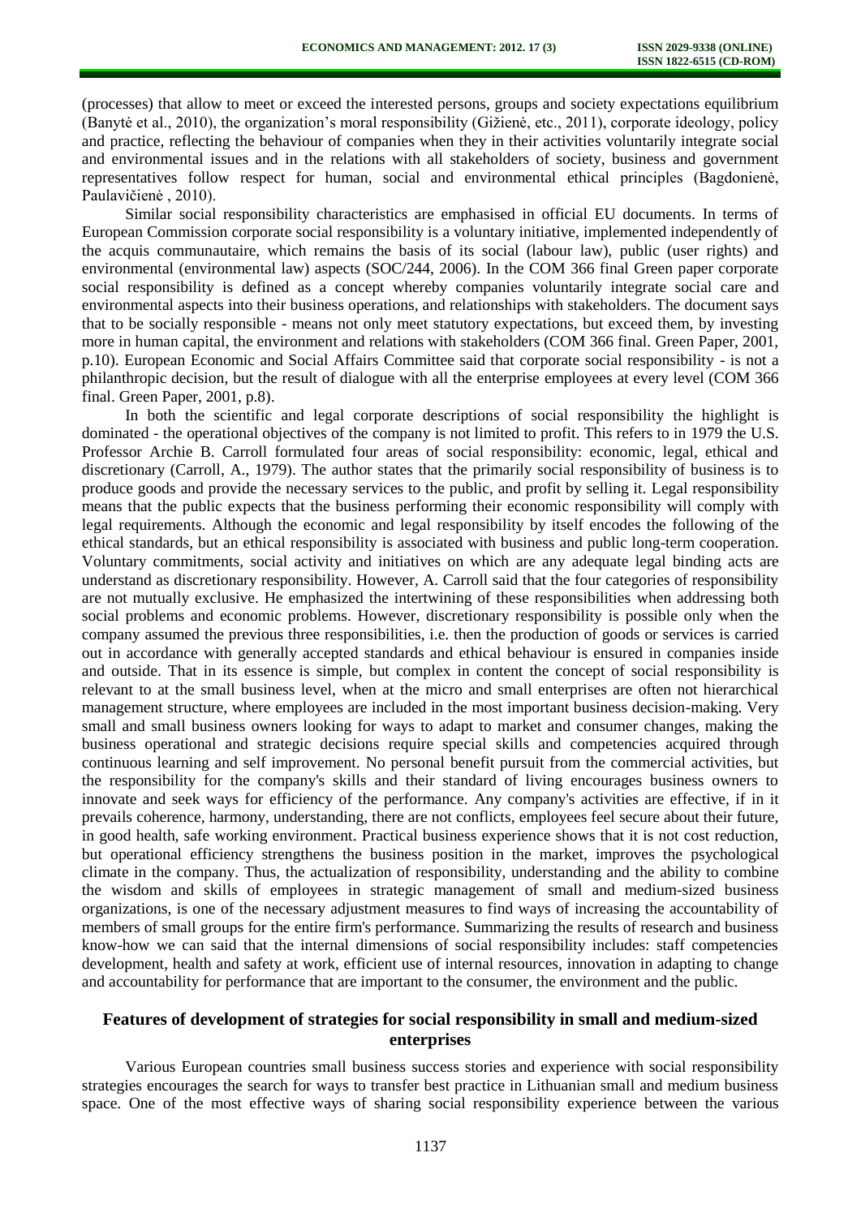(processes) that allow to meet or exceed the interested persons, groups and society expectations equilibrium (Banytė et al., 2010), the organization's moral responsibility (Gižienė, etc., 2011), corporate ideology, policy and practice, reflecting the behaviour of companies when they in their activities voluntarily integrate social and environmental issues and in the relations with all stakeholders of society, business and government representatives follow respect for human, social and environmental ethical principles (Bagdonienė, Paulavičienė , 2010).

Similar social responsibility characteristics are emphasised in official EU documents. In terms of European Commission corporate social responsibility is a voluntary initiative, implemented independently of the acquis communautaire, which remains the basis of its social (labour law), public (user rights) and environmental (environmental law) aspects (SOC/244, 2006). In the COM 366 final Green paper corporate social responsibility is defined as a concept whereby companies voluntarily integrate social care and environmental aspects into their business operations, and relationships with stakeholders. The document says that to be socially responsible - means not only meet statutory expectations, but exceed them, by investing more in human capital, the environment and relations with stakeholders (COM 366 final. Green Paper, 2001, p.10). European Economic and Social Affairs Committee said that corporate social responsibility - is not a philanthropic decision, but the result of dialogue with all the enterprise employees at every level (COM 366 final. Green Paper, 2001, p.8).

In both the scientific and legal corporate descriptions of social responsibility the highlight is dominated - the operational objectives of the company is not limited to profit. This refers to in 1979 the U.S. Professor Archie B. Carroll formulated four areas of social responsibility: economic, legal, ethical and discretionary (Carroll, A., 1979). The author states that the primarily social responsibility of business is to produce goods and provide the necessary services to the public, and profit by selling it. Legal responsibility means that the public expects that the business performing their economic responsibility will comply with legal requirements. Although the economic and legal responsibility by itself encodes the following of the ethical standards, but an ethical responsibility is associated with business and public long-term cooperation. Voluntary commitments, social activity and initiatives on which are any adequate legal binding acts are understand as discretionary responsibility. However, A. Carroll said that the four categories of responsibility are not mutually exclusive. He emphasized the intertwining of these responsibilities when addressing both social problems and economic problems. However, discretionary responsibility is possible only when the company assumed the previous three responsibilities, i.e. then the production of goods or services is carried out in accordance with generally accepted standards and ethical behaviour is ensured in companies inside and outside. That in its essence is simple, but complex in content the concept of social responsibility is relevant to at the small business level, when at the micro and small enterprises are often not hierarchical management structure, where employees are included in the most important business decision-making. Very small and small business owners looking for ways to adapt to market and consumer changes, making the business operational and strategic decisions require special skills and competencies acquired through continuous learning and self improvement. No personal benefit pursuit from the commercial activities, but the responsibility for the company's skills and their standard of living encourages business owners to innovate and seek ways for efficiency of the performance. Any company's activities are effective, if in it prevails coherence, harmony, understanding, there are not conflicts, employees feel secure about their future, in good health, safe working environment. Practical business experience shows that it is not cost reduction, but operational efficiency strengthens the business position in the market, improves the psychological climate in the company. Thus, the actualization of responsibility, understanding and the ability to combine the wisdom and skills of employees in strategic management of small and medium-sized business organizations, is one of the necessary adjustment measures to find ways of increasing the accountability of members of small groups for the entire firm's performance. Summarizing the results of research and business know-how we can said that the internal dimensions of social responsibility includes: staff competencies development, health and safety at work, efficient use of internal resources, innovation in adapting to change and accountability for performance that are important to the consumer, the environment and the public.

## Features of development of strategies for social responsibility in small and medium-sized enterprises

Various European countries small business success stories and experience with social responsibility strategies encourages the search for ways to transfer best practice in Lithuanian small and medium business space. One of the most effective ways of sharing social responsibility experience between the various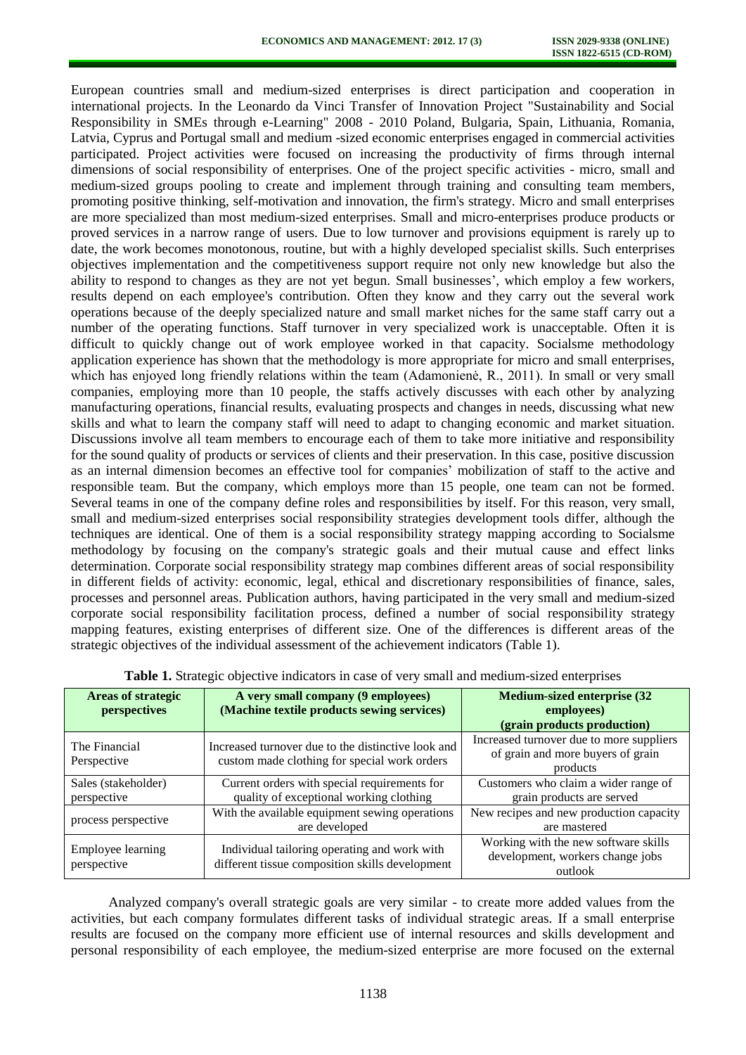European countries small and medium-sized enterprises is direct participation and cooperation in international projects. In the Leonardo da Vinci Transfer of Innovation Project "Sustainability and Social Responsibility in SMEs through e-Learning" 2008 - 2010 Poland, Bulgaria, Spain, Lithuania, Romania, Latvia, Cyprus and Portugal small and medium -sized economic enterprises engaged in commercial activities participated. Project activities were focused on increasing the productivity of firms through internal dimensions of social responsibility of enterprises. One of the project specific activities - micro, small and medium-sized groups pooling to create and implement through training and consulting team members, promoting positive thinking, self-motivation and innovation, the firm's strategy. Micro and small enterprises are more specialized than most medium-sized enterprises. Small and micro-enterprises produce products or proved services in a narrow range of users. Due to low turnover and provisions equipment is rarely up to date, the work becomes monotonous, routine, but with a highly developed specialist skills. Such enterprises objectives implementation and the competitiveness support require not only new knowledge but also the ability to respond to changes as they are not yet begun. Small businesses', which employ a few workers, results depend on each employee's contribution. Often they know and they carry out the several work operations because of the deeply specialized nature and small market niches for the same staff carry out a number of the operating functions. Staff turnover in very specialized work is unacceptable. Often it is difficult to quickly change out of work employee worked in that capacity. Socialsme methodology application experience has shown that the methodology is more appropriate for micro and small enterprises, which has enjoyed long friendly relations within the team (Adamonienė, R., 2011). In small or very small companies, employing more than 10 people, the staffs actively discusses with each other by analyzing manufacturing operations, financial results, evaluating prospects and changes in needs, discussing what new skills and what to learn the company staff will need to adapt to changing economic and market situation. Discussions involve all team members to encourage each of them to take more initiative and responsibility for the sound quality of products or services of clients and their preservation. In this case, positive discussion as an internal dimension becomes an effective tool for companies' mobilization of staff to the active and responsible team. But the company, which employs more than 15 people, one team can not be formed. Several teams in one of the company define roles and responsibilities by itself. For this reason, very small, small and medium-sized enterprises social responsibility strategies development tools differ, although the techniques are identical. One of them is a social responsibility strategy mapping according to Socialsme methodology by focusing on the company's strategic goals and their mutual cause and effect links determination. Corporate social responsibility strategy map combines different areas of social responsibility in different fields of activity: economic, legal, ethical and discretionary responsibilities of finance, sales, processes and personnel areas. Publication authors, having participated in the very small and medium-sized corporate social responsibility facilitation process, defined a number of social responsibility strategy mapping features, existing enterprises of different size. One of the differences is different areas of the strategic objectives of the individual assessment of the achievement indicators (Table 1).

**Table 1.** Strategic objective indicators in case of very small and medium-sized enterprises

| Areas of strategic perspectives | A very small company (9 employees) (Machine textile products sewing services) | Medium-sized enterprise (32 employees) (grain products production) |
|---|---|---|
| The Financial Perspective | Increased turnover due to the distinctive look and custom made clothing for special work orders | Increased turnover due to more suppliers of grain and more buyers of grain products |
| Sales (stakeholder) perspective | Current orders with special requirements for quality of exceptional working clothing | Customers who claim a wider range of grain products are served |
| process perspective | With the available equipment sewing operations are developed | New recipes and new production capacity are mastered |
| Employee learning perspective | Individual tailoring operating and work with different tissue composition skills development | Working with the new software skills development, workers change jobs outlook |

Analyzed company's overall strategic goals are very similar - to create more added values from the activities, but each company formulates different tasks of individual strategic areas. If a small enterprise results are focused on the company more efficient use of internal resources and skills development and personal responsibility of each employee, the medium-sized enterprise are more focused on the external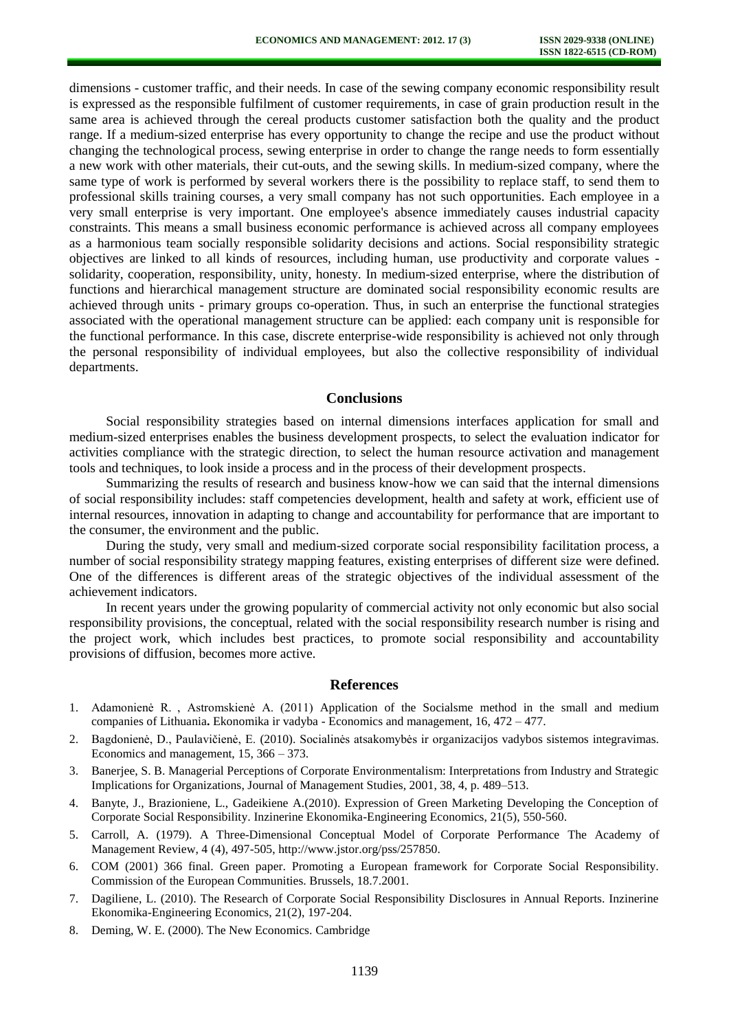dimensions - customer traffic, and their needs. In case of the sewing company economic responsibility result is expressed as the responsible fulfilment of customer requirements, in case of grain production result in the same area is achieved through the cereal products customer satisfaction both the quality and the product range. If a medium-sized enterprise has every opportunity to change the recipe and use the product without changing the technological process, sewing enterprise in order to change the range needs to form essentially a new work with other materials, their cut-outs, and the sewing skills. In medium-sized company, where the same type of work is performed by several workers there is the possibility to replace staff, to send them to professional skills training courses, a very small company has not such opportunities. Each employee in a very small enterprise is very important. One employee's absence immediately causes industrial capacity constraints. This means a small business economic performance is achieved across all company employees as a harmonious team socially responsible solidarity decisions and actions. Social responsibility strategic objectives are linked to all kinds of resources, including human, use productivity and corporate values - solidarity, cooperation, responsibility, unity, honesty. In medium-sized enterprise, where the distribution of functions and hierarchical management structure are dominated social responsibility economic results are achieved through units - primary groups co-operation. Thus, in such an enterprise the functional strategies associated with the operational management structure can be applied: each company unit is responsible for the functional performance. In this case, discrete enterprise-wide responsibility is achieved not only through the personal responsibility of individual employees, but also the collective responsibility of individual departments.

## Conclusions

Social responsibility strategies based on internal dimensions interfaces application for small and medium-sized enterprises enables the business development prospects, to select the evaluation indicator for activities compliance with the strategic direction, to select the human resource activation and management tools and techniques, to look inside a process and in the process of their development prospects.

Summarizing the results of research and business know-how we can said that the internal dimensions of social responsibility includes: staff competencies development, health and safety at work, efficient use of internal resources, innovation in adapting to change and accountability for performance that are important to the consumer, the environment and the public.

During the study, very small and medium-sized corporate social responsibility facilitation process, a number of social responsibility strategy mapping features, existing enterprises of different size were defined. One of the differences is different areas of the strategic objectives of the individual assessment of the achievement indicators.

In recent years under the growing popularity of commercial activity not only economic but also social responsibility provisions, the conceptual, related with the social responsibility research number is rising and the project work, which includes best practices, to promote social responsibility and accountability provisions of diffusion, becomes more active.

## References

1. Adamonienė R. , Astromskienė A. (2011) Application of the Socialsme method in the small and medium companies of Lithuania**.** Ekonomika ir vadyba - Economics and management, 16, 472 – 477.
2. Bagdonienė, D., Paulavičienė, E. (2010). Socialinės atsakomybės ir organizacijos vadybos sistemos integravimas. Economics and management, 15, 366 – 373.
3. Banerjee, S. B. Managerial Perceptions of Corporate Environmentalism: Interpretations from Industry and Strategic Implications for Organizations, Journal of Management Studies, 2001, 38, 4, p. 489–513.
4. Banyte, J., Brazioniene, L., Gadeikiene A.(2010). Expression of Green Marketing Developing the Conception of Corporate Social Responsibility. Inzinerine Ekonomika-Engineering Economics, 21(5), 550-560.
5. Carroll, A. (1979). A Three-Dimensional Conceptual Model of Corporate Performance The Academy of Management Review, 4 (4), 497-505, http://www.jstor.org/pss/257850.
6. COM (2001) 366 final. Green paper. Promoting a European framework for Corporate Social Responsibility. Commission of the European Communities. Brussels, 18.7.2001.
7. Dagiliene, L. (2010). The Research of Corporate Social Responsibility Disclosures in Annual Reports. Inzinerine Ekonomika-Engineering Economics, 21(2), 197-204.
8. Deming, W. E. (2000). The New Economics. Cambridge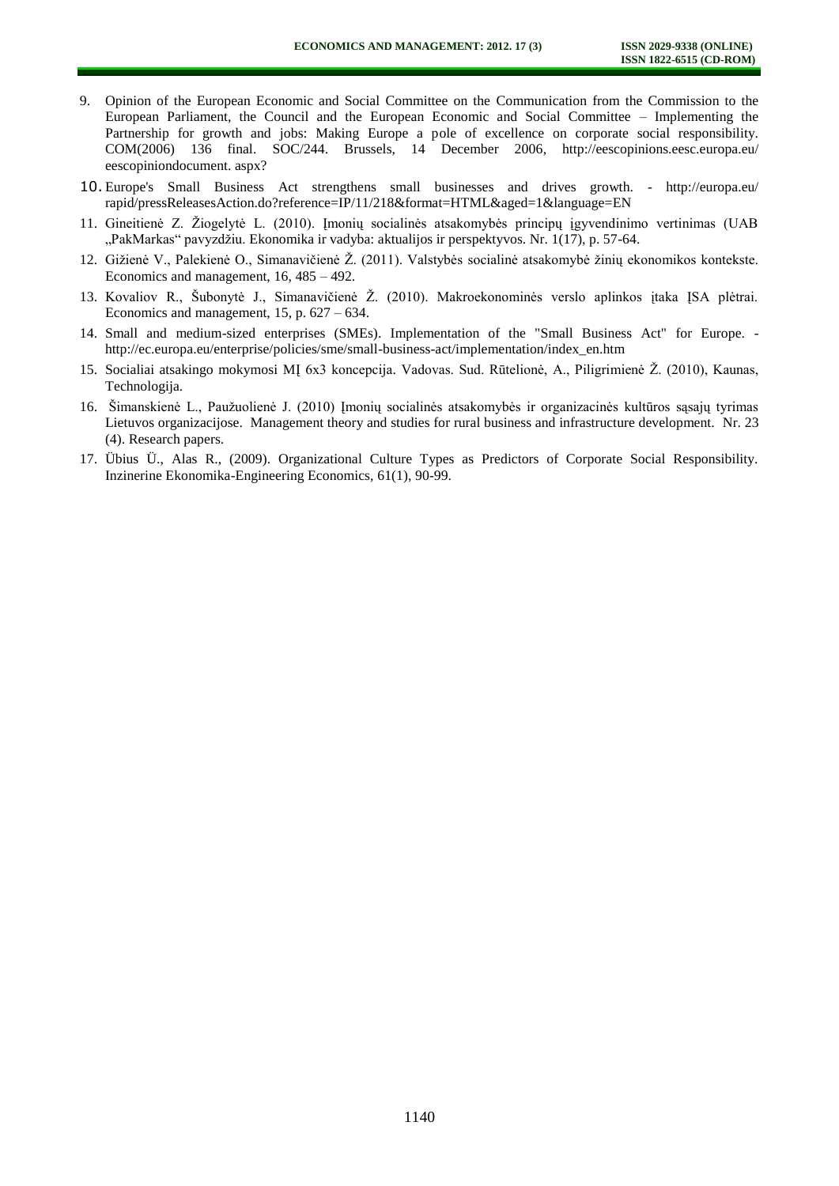9. Opinion of the European Economic and Social Committee on the Communication from the Commission to the European Parliament, the Council and the European Economic and Social Committee – Implementing the Partnership for growth and jobs: Making Europe a pole of excellence on corporate social responsibility. COM(2006) 136 final. SOC/244. Brussels, 14 December 2006, http://eescopinions.eesc.europa.eu/ eescopiniondocument. aspx?
10. Europe's Small Business Act strengthens small businesses and drives growth. - http://europa.eu/ rapid/pressReleasesAction.do?reference=IP/11/218&format=HTML&aged=1&language=EN
11. Gineitienė Z. Žiogelytė L. (2010). Įmonių socialinės atsakomybės principų įgyvendinimo vertinimas (UAB „PakMarkas" pavyzdžiu. Ekonomika ir vadyba: aktualijos ir perspektyvos. Nr. 1(17), p. 57-64.
12. Gižienė V., Palekienė O., Simanavičienė Ž. (2011). Valstybės socialinė atsakomybė žinių ekonomikos kontekste. Economics and management, 16, 485 – 492.
13. Kovaliov R., Šubonytė J., Simanavičienė Ž. (2010). Makroekonominės verslo aplinkos įtaka ĮSA plėtrai. Economics and management, 15, p. 627 – 634.
14. Small and medium-sized enterprises (SMEs). Implementation of the "Small Business Act" for Europe. - http://ec.europa.eu/enterprise/policies/sme/small-business-act/implementation/index_en.htm
15. Socialiai atsakingo mokymosi MĮ 6x3 koncepcija. Vadovas. Sud. Rūtelionė, A., Piligrimienė Ž. (2010), Kaunas, Technologija.
16. Šimanskienė L., Paužuolienė J. (2010) Įmonių socialinės atsakomybės ir organizacinės kultūros sąsajų tyrimas Lietuvos organizacijose. Management theory and studies for rural business and infrastructure development. Nr. 23 (4). Research papers.
17. Übius Ü., Alas R., (2009). Organizational Culture Types as Predictors of Corporate Social Responsibility. Inzinerine Ekonomika-Engineering Economics, 61(1), 90-99.